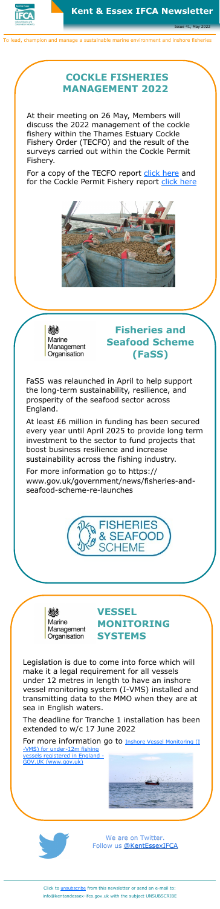# Kent & Essex IFCA Newsletter

Issue 41, May 2022

To lead, champion and manage a sustainable marine environment and inshore fisheries

## COCKLE FISHERIES MANAGEMENT 2022

At their meeting on 26 May, Members will discuss the 2022 management of the cockle fishery within the Thames Estuary Cockle Fishery Order (TECFO) and the result of the surveys carried out within the Cockle Permit Fishery.

For a copy of the TECFO report click here and for the Cockle Permit Fishery report click here

## Fisheries and Seafood Scheme (FaSS)

FaSS was relaunched in April to help support the long-term sustainability, resilience, and prosperity of the seafood sector across England.

At least £6 million in funding has been secured every year until April 2025 to provide long term investment to the sector to fund projects that boost business resilience and increase sustainability across the fishing industry.

For more information go to https://www.gov.uk/government/news/fisheries-and-seafood-scheme-re-launches

## VESSEL MONITORING SYSTEMS

Legislation is due to come into force which will make it a legal requirement for all vessels under 12 metres in length to have an inshore vessel monitoring system (I-VMS) installed and transmitting data to the MMO when they are at sea in English waters.

The deadline for Tranche 1 installation has been extended to w/c 17 June 2022

For more information go to Inshore Vessel Monitoring (I-VMS) for under-12m fishing vessels registered in England - GOV.UK (www.gov.uk)

We are on Twitter.
Follow us @KentEssexIFCA

Click to unsubscribe from this newsletter or send an e-mail to: info@kentandessex-ifca.gov.uk with the subject UNSUBSCRIBE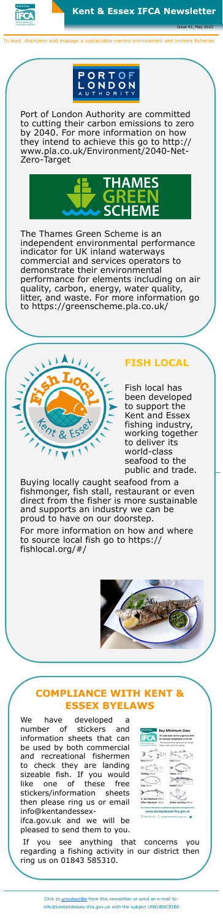Port of London Authority are committed to cutting their carbon emissions to zero by 2040. For more information on how they intend to achieve this go to http://www.pla.co.uk/Environment/2040-Net-Zero-Target

The Thames Green Scheme is an independent environmental performance indicator for UK inland waterways commercial and services operators to demonstrate their environmental performance for elements including on air quality, carbon, energy, water quality, litter, and waste. For more information go to https://greenscheme.pla.co.uk/

## FISH LOCAL

Fish local has been developed to support the Kent and Essex fishing industry, working together to deliver its world-class seafood to the public and trade.

Buying locally caught seafood from a fishmonger, fish stall, restaurant or even direct from the fisher is more sustainable and supports an industry we can be proud to have on our doorstep.

For more information on how and where to source local fish go to https://fishlocal.org/#/

## COMPLIANCE WITH KENT & ESSEX BYELAWS

We have developed a number of stickers and information sheets that can be used by both commercial and recreational fishermen to check they are landing sizeable fish. If you would like one of these free stickers/information sheets then please ring us or email info@kentandessex-ifca.gov.uk and we will be pleased to send them to you.

If you see anything that concerns you regarding a fishing activity in our district then ring us on 01843 585310.

Click to unsubscribe from this newsletter or send an e-mail to: info@kentandessex-ifca.gov.uk with the subject UNSUBSCRIBE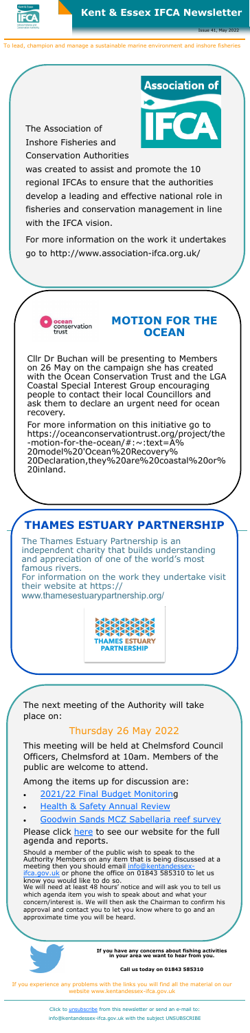The Association of Inshore Fisheries and Conservation Authorities was created to assist and promote the 10 regional IFCAs to ensure that the authorities develop a leading and effective national role in fisheries and conservation management in line with the IFCA vision.

For more information on the work it undertakes go to http://www.association-ifca.org.uk/

## MOTION FOR THE OCEAN

Cllr Dr Buchan will be presenting to Members on 26 May on the campaign she has created with the Ocean Conservation Trust and the LGA Coastal Special Interest Group encouraging people to contact their local Councillors and ask them to declare an urgent need for ocean recovery.

For more information on this initiative go to https://oceanconservationtrust.org/project/the-motion-for-the-ocean/#:~:text=A%20model%20'Ocean%20Recovery%20Declaration,they%20are%20coastal%20or%20inland.

## THAMES ESTUARY PARTNERSHIP

The Thames Estuary Partnership is an independent charity that builds understanding and appreciation of one of the world's most famous rivers.

For information on the work they undertake visit their website at https://www.thamesestuarypartnership.org/

The next meeting of the Authority will take place on:

### Thursday 26 May 2022

This meeting will be held at Chelmsford Council Officers, Chelmsford at 10am. Members of the public are welcome to attend.

Among the items up for discussion are:

- 2021/22 Final Budget Monitoring
- Health & Safety Annual Review
- Goodwin Sands MCZ Sabellaria reef survey

Please click here to see our website for the full agenda and reports.

Should a member of the public wish to speak to the Authority Members on any item that is being discussed at a meeting then you should email info@kentandessex-ifca.gov.uk or phone the office on 01843 585310 to let us know you would like to do so.
We will need at least 48 hours' notice and will ask you to tell us which agenda item you wish to speak about and what your concern/interest is. We will then ask the Chairman to confirm his approval and contact you to let you know where to go and an approximate time you will be heard.

**If you have any concerns about fishing activities in your area we want to hear from you.**

**Call us today on 01843 585310**

If you experience any problems with the links you will find all the material on our website www.kentandessex-ifca.gov.uk

Click to unsubscribe from this newsletter or send an e-mail to: info@kentandessex-ifca.gov.uk with the subject UNSUBSCRIBE